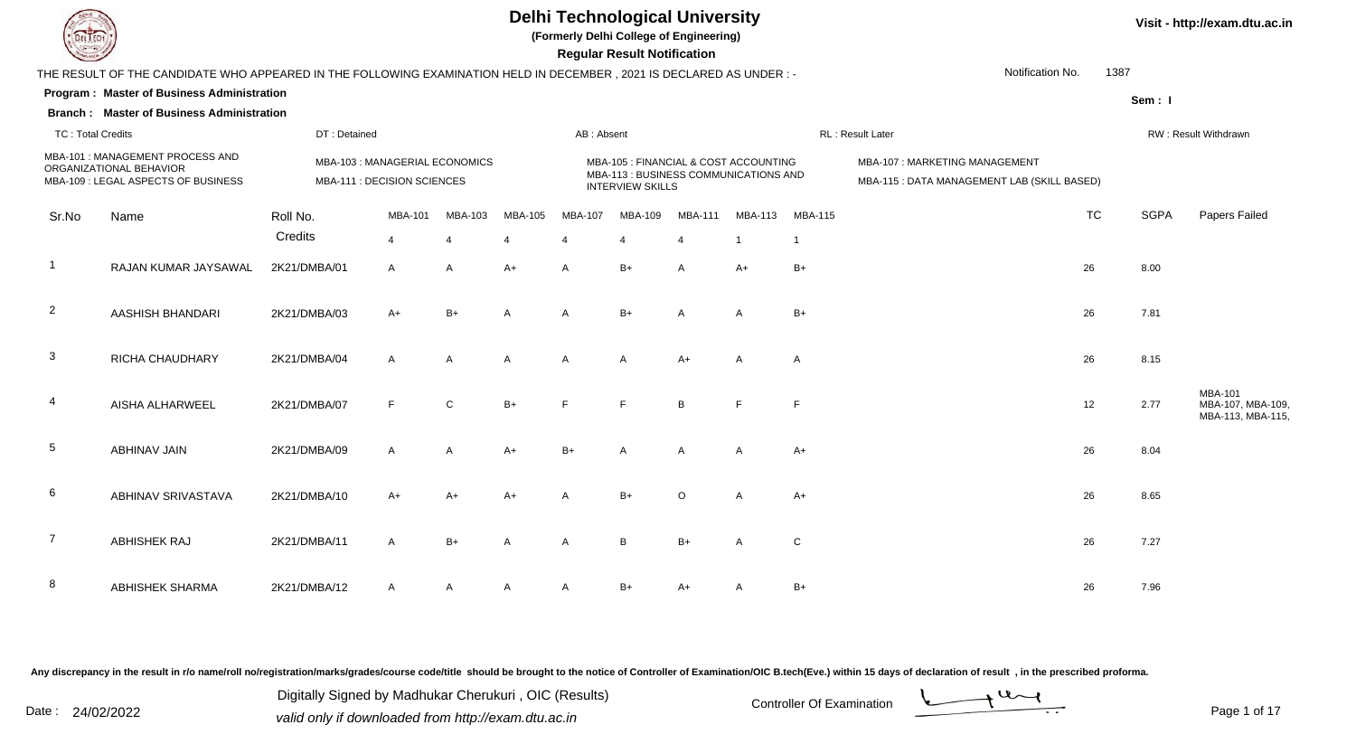# Delhi Technological University

**(Formerly Delhi College of Engineering)**

**Regular Result Notification**

Visit - http://exam.dtu.ac.in

THE RESULT OF THE CANDIDATE WHO APPEARED IN THE FOLLOWING EXAMINATION HELD IN DECEMBER , 2021 IS DECLARED AS UNDER : -

Notification No. 1387

**Program : Master of Business Administration**

**Branch : Master of Business Administration**

**Sem : I**

TC : Total Credits | DT : Detained | AB : Absent | RL : Result Later | RW : Result Withdrawn

MBA-101 : MANAGEMENT PROCESS AND ORGANIZATIONAL BEHAVIOR
MBA-103 : MANAGERIAL ECONOMICS
MBA-105 : FINANCIAL & COST ACCOUNTING
MBA-107 : MARKETING MANAGEMENT
MBA-109 : LEGAL ASPECTS OF BUSINESS
MBA-111 : DECISION SCIENCES
MBA-113 : BUSINESS COMMUNICATIONS AND INTERVIEW SKILLS
MBA-115 : DATA MANAGEMENT LAB (SKILL BASED)

| Sr.No | Name | Roll No. | MBA-101 | MBA-103 | MBA-105 | MBA-107 | MBA-109 | MBA-111 | MBA-113 | MBA-115 | TC | SGPA | Papers Failed |
|---|---|---|---|---|---|---|---|---|---|---|---|---|---|
| | | Credits | 4 | 4 | 4 | 4 | 4 | 4 | 1 | 1 | | | |
| 1 | RAJAN KUMAR JAYSAWAL | 2K21/DMBA/01 | A | A | A+ | A | B+ | A | A+ | B+ | 26 | 8.00 | |
| 2 | AASHISH BHANDARI | 2K21/DMBA/03 | A+ | B+ | A | A | B+ | A | A | B+ | 26 | 7.81 | |
| 3 | RICHA CHAUDHARY | 2K21/DMBA/04 | A | A | A | A | A | A+ | A | A | 26 | 8.15 | |
| 4 | AISHA ALHARWEEL | 2K21/DMBA/07 | F | C | B+ | F | F | B | F | F | 12 | 2.77 | MBA-101 MBA-107, MBA-109, MBA-113, MBA-115, |
| 5 | ABHINAV JAIN | 2K21/DMBA/09 | A | A | A+ | B+ | A | A | A | A+ | 26 | 8.04 | |
| 6 | ABHINAV SRIVASTAVA | 2K21/DMBA/10 | A+ | A+ | A+ | A | B+ | O | A | A+ | 26 | 8.65 | |
| 7 | ABHISHEK RAJ | 2K21/DMBA/11 | A | B+ | A | A | B | B+ | A | C | 26 | 7.27 | |
| 8 | ABHISHEK SHARMA | 2K21/DMBA/12 | A | A | A | A | B+ | A+ | A | B+ | 26 | 7.96 | |

Any discrepancy in the result in r/o name/roll no/registration/marks/grades/course code/title should be brought to the notice of Controller of Examination/OIC B.tech(Eve.) within 15 days of declaration of result , in the prescribed proforma.

Date : 24/02/2022

Digitally Signed by Madhukar Cherukuri , OIC (Results)
valid only if downloaded from http://exam.dtu.ac.in

Controller Of Examination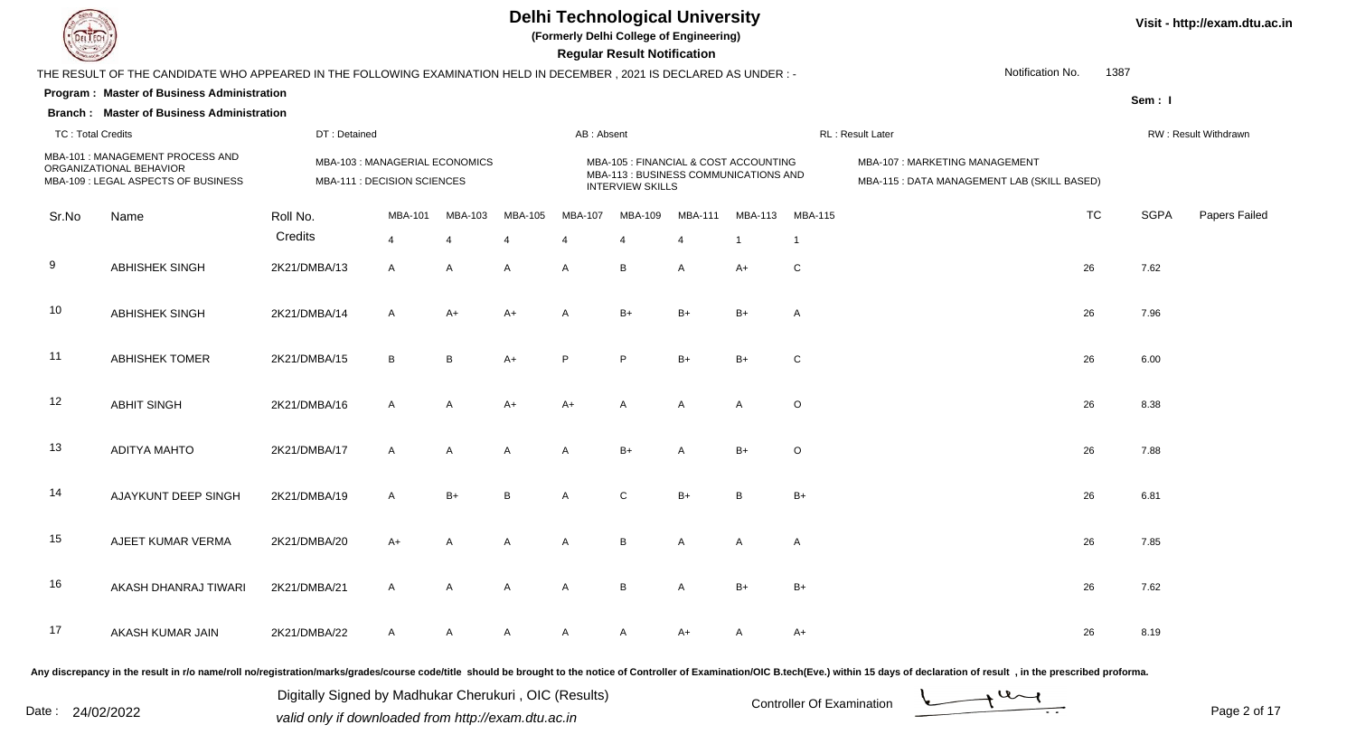# Delhi Technological University

**(Formerly Delhi College of Engineering)**

**Regular Result Notification**

Visit - http://exam.dtu.ac.in

THE RESULT OF THE CANDIDATE WHO APPEARED IN THE FOLLOWING EXAMINATION HELD IN DECEMBER , 2021 IS DECLARED AS UNDER : -

Notification No. 1387

**Program : Master of Business Administration**

**Sem : I**

**Branch : Master of Business Administration**

TC : Total Credits | DT : Detained | AB : Absent | RL : Result Later | RW : Result Withdrawn

MBA-101 : MANAGEMENT PROCESS AND ORGANIZATIONAL BEHAVIOR
MBA-103 : MANAGERIAL ECONOMICS
MBA-105 : FINANCIAL & COST ACCOUNTING
MBA-107 : MARKETING MANAGEMENT
MBA-109 : LEGAL ASPECTS OF BUSINESS
MBA-111 : DECISION SCIENCES
MBA-113 : BUSINESS COMMUNICATIONS AND INTERVIEW SKILLS
MBA-115 : DATA MANAGEMENT LAB (SKILL BASED)

| Sr.No | Name | Roll No. | MBA-101 | MBA-103 | MBA-105 | MBA-107 | MBA-109 | MBA-111 | MBA-113 | MBA-115 | TC | SGPA | Papers Failed |
|---|---|---|---|---|---|---|---|---|---|---|---|---|---|
| | | Credits | 4 | 4 | 4 | 4 | 4 | 4 | 1 | 1 | | | |
| 9 | ABHISHEK SINGH | 2K21/DMBA/13 | A | A | A | A | B | A | A+ | C | 26 | 7.62 | |
| 10 | ABHISHEK SINGH | 2K21/DMBA/14 | A | A+ | A+ | A | B+ | B+ | B+ | A | 26 | 7.96 | |
| 11 | ABHISHEK TOMER | 2K21/DMBA/15 | B | B | A+ | P | P | B+ | B+ | C | 26 | 6.00 | |
| 12 | ABHIT SINGH | 2K21/DMBA/16 | A | A | A+ | A+ | A | A | A | O | 26 | 8.38 | |
| 13 | ADITYA MAHTO | 2K21/DMBA/17 | A | A | A | A | B+ | A | B+ | O | 26 | 7.88 | |
| 14 | AJAYKUNT DEEP SINGH | 2K21/DMBA/19 | A | B+ | B | A | C | B+ | B | B+ | 26 | 6.81 | |
| 15 | AJEET KUMAR VERMA | 2K21/DMBA/20 | A+ | A | A | A | B | A | A | A | 26 | 7.85 | |
| 16 | AKASH DHANRAJ TIWARI | 2K21/DMBA/21 | A | A | A | A | B | A | B+ | B+ | 26 | 7.62 | |
| 17 | AKASH KUMAR JAIN | 2K21/DMBA/22 | A | A | A | A | A | A+ | A | A+ | 26 | 8.19 | |

Any discrepancy in the result in r/o name/roll no/registration/marks/grades/course code/title should be brought to the notice of Controller of Examination/OIC B.tech(Eve.) within 15 days of declaration of result , in the prescribed proforma.

Date : 24/02/2022

Digitally Signed by Madhukar Cherukuri , OIC (Results)
valid only if downloaded from http://exam.dtu.ac.in

Controller Of Examination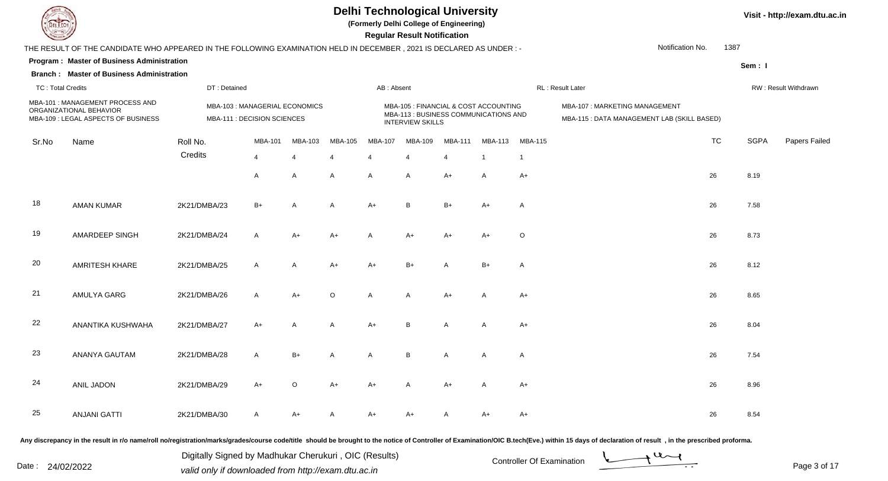# Delhi Technological University

**(Formerly Delhi College of Engineering)**

**Regular Result Notification**

Visit - http://exam.dtu.ac.in

THE RESULT OF THE CANDIDATE WHO APPEARED IN THE FOLLOWING EXAMINATION HELD IN DECEMBER , 2021 IS DECLARED AS UNDER : -

Notification No. 1387

**Program : Master of Business Administration**

**Sem : I**

**Branch : Master of Business Administration**

TC : Total Credits | DT : Detained | AB : Absent | RL : Result Later | RW : Result Withdrawn

MBA-101 : MANAGEMENT PROCESS AND ORGANIZATIONAL BEHAVIOR
MBA-103 : MANAGERIAL ECONOMICS
MBA-105 : FINANCIAL & COST ACCOUNTING
MBA-107 : MARKETING MANAGEMENT
MBA-109 : LEGAL ASPECTS OF BUSINESS
MBA-111 : DECISION SCIENCES
MBA-113 : BUSINESS COMMUNICATIONS AND INTERVIEW SKILLS
MBA-115 : DATA MANAGEMENT LAB (SKILL BASED)

| Sr.No | Name | Roll No. | MBA-101 | MBA-103 | MBA-105 | MBA-107 | MBA-109 | MBA-111 | MBA-113 | MBA-115 | TC | SGPA | Papers Failed |
|---|---|---|---|---|---|---|---|---|---|---|---|---|---|
| | | Credits | 4 | 4 | 4 | 4 | 4 | 4 | 1 | 1 | | | |
| | | | A | A | A | A | A | A+ | A | A+ | 26 | 8.19 | |
| 18 | AMAN KUMAR | 2K21/DMBA/23 | B+ | A | A | A+ | B | B+ | A+ | A | 26 | 7.58 | |
| 19 | AMARDEEP SINGH | 2K21/DMBA/24 | A | A+ | A+ | A | A+ | A+ | A+ | O | 26 | 8.73 | |
| 20 | AMRITESH KHARE | 2K21/DMBA/25 | A | A | A+ | A+ | B+ | A | B+ | A | 26 | 8.12 | |
| 21 | AMULYA GARG | 2K21/DMBA/26 | A | A+ | O | A | A | A+ | A | A+ | 26 | 8.65 | |
| 22 | ANANTIKA KUSHWAHA | 2K21/DMBA/27 | A+ | A | A | A+ | B | A | A | A+ | 26 | 8.04 | |
| 23 | ANANYA GAUTAM | 2K21/DMBA/28 | A | B+ | A | A | B | A | A | A | 26 | 7.54 | |
| 24 | ANIL JADON | 2K21/DMBA/29 | A+ | O | A+ | A+ | A | A+ | A | A+ | 26 | 8.96 | |
| 25 | ANJANI GATTI | 2K21/DMBA/30 | A | A+ | A | A+ | A+ | A | A+ | A+ | 26 | 8.54 | |

Any discrepancy in the result in r/o name/roll no/registration/marks/grades/course code/title should be brought to the notice of Controller of Examination/OIC B.tech(Eve.) within 15 days of declaration of result , in the prescribed proforma.

Date : 24/02/2022

Digitally Signed by Madhukar Cherukuri , OIC (Results)
valid only if downloaded from http://exam.dtu.ac.in

Controller Of Examination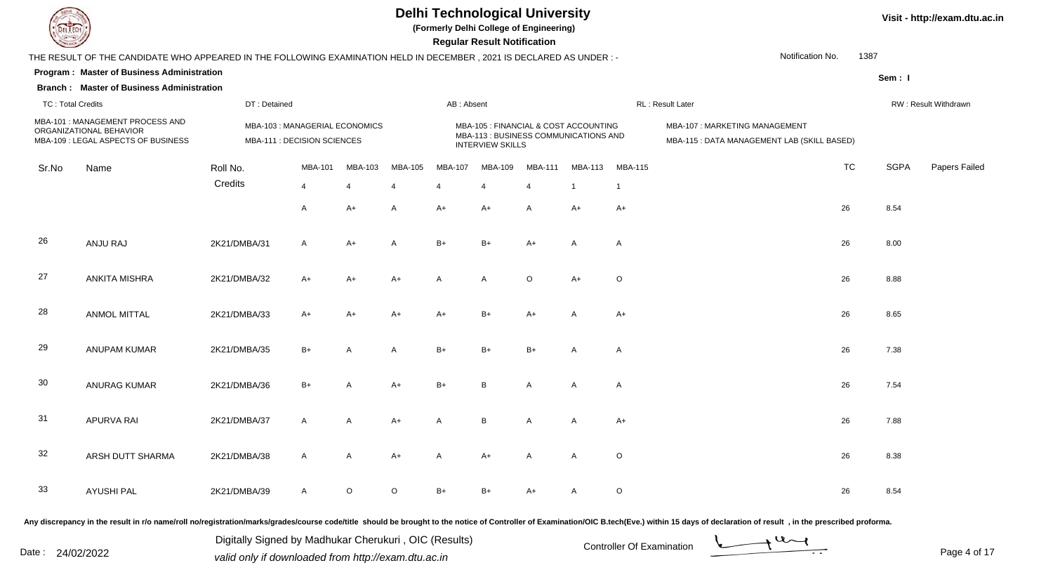# Delhi Technological University

**(Formerly Delhi College of Engineering)**

**Regular Result Notification**

Visit - http://exam.dtu.ac.in

THE RESULT OF THE CANDIDATE WHO APPEARED IN THE FOLLOWING EXAMINATION HELD IN DECEMBER , 2021 IS DECLARED AS UNDER : -

Notification No. 1387

**Program : Master of Business Administration**

**Sem : I**

**Branch : Master of Business Administration**

TC : Total Credits | DT : Detained | AB : Absent | RL : Result Later | RW : Result Withdrawn

MBA-101 : MANAGEMENT PROCESS AND ORGANIZATIONAL BEHAVIOR
MBA-103 : MANAGERIAL ECONOMICS
MBA-105 : FINANCIAL & COST ACCOUNTING
MBA-107 : MARKETING MANAGEMENT
MBA-109 : LEGAL ASPECTS OF BUSINESS
MBA-111 : DECISION SCIENCES
MBA-113 : BUSINESS COMMUNICATIONS AND INTERVIEW SKILLS
MBA-115 : DATA MANAGEMENT LAB (SKILL BASED)

| Sr.No | Name | Roll No. | MBA-101 | MBA-103 | MBA-105 | MBA-107 | MBA-109 | MBA-111 | MBA-113 | MBA-115 | TC | SGPA | Papers Failed |
|---|---|---|---|---|---|---|---|---|---|---|---|---|---|
| | | Credits | 4 | 4 | 4 | 4 | 4 | 4 | 1 | 1 | | | |
| | | | A | A+ | A | A+ | A+ | A | A+ | A+ | 26 | 8.54 | |
| 26 | ANJU RAJ | 2K21/DMBA/31 | A | A+ | A | B+ | B+ | A+ | A | A | 26 | 8.00 | |
| 27 | ANKITA MISHRA | 2K21/DMBA/32 | A+ | A+ | A+ | A | A | O | A+ | O | 26 | 8.88 | |
| 28 | ANMOL MITTAL | 2K21/DMBA/33 | A+ | A+ | A+ | A+ | B+ | A+ | A | A+ | 26 | 8.65 | |
| 29 | ANUPAM KUMAR | 2K21/DMBA/35 | B+ | A | A | B+ | B+ | B+ | A | A | 26 | 7.38 | |
| 30 | ANURAG KUMAR | 2K21/DMBA/36 | B+ | A | A+ | B+ | B | A | A | A | 26 | 7.54 | |
| 31 | APURVA RAI | 2K21/DMBA/37 | A | A | A+ | A | B | A | A | A+ | 26 | 7.88 | |
| 32 | ARSH DUTT SHARMA | 2K21/DMBA/38 | A | A | A+ | A | A+ | A | A | O | 26 | 8.38 | |
| 33 | AYUSHI PAL | 2K21/DMBA/39 | A | O | O | B+ | B+ | A+ | A | O | 26 | 8.54 | |

Any discrepancy in the result in r/o name/roll no/registration/marks/grades/course code/title should be brought to the notice of Controller of Examination/OIC B.tech(Eve.) within 15 days of declaration of result , in the prescribed proforma.

Date : 24/02/2022

Digitally Signed by Madhukar Cherukuri , OIC (Results)
valid only if downloaded from http://exam.dtu.ac.in

Controller Of Examination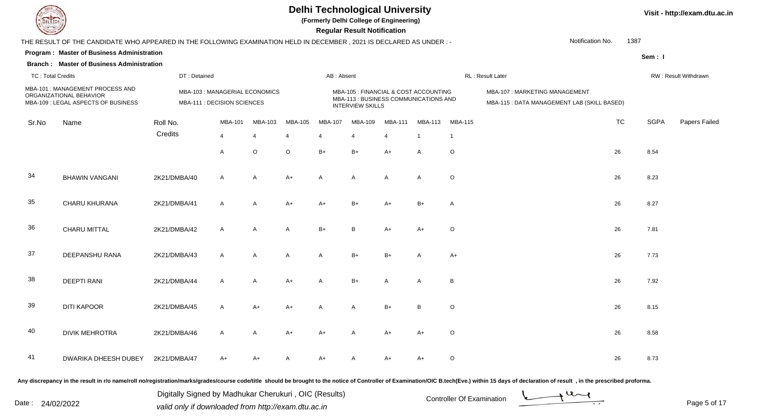# Delhi Technological University

**(Formerly Delhi College of Engineering)**

**Regular Result Notification**

Visit - http://exam.dtu.ac.in

THE RESULT OF THE CANDIDATE WHO APPEARED IN THE FOLLOWING EXAMINATION HELD IN DECEMBER , 2021 IS DECLARED AS UNDER : -

Notification No. 1387

**Program : Master of Business Administration**

**Branch : Master of Business Administration**

Sem : I

| TC : Total Credits | DT : Detained | AB : Absent | RL : Result Later | RW : Result Withdrawn |
|---|---|---|---|---|

MBA-101 : MANAGEMENT PROCESS AND ORGANIZATIONAL BEHAVIOR
MBA-103 : MANAGERIAL ECONOMICS
MBA-105 : FINANCIAL & COST ACCOUNTING
MBA-107 : MARKETING MANAGEMENT
MBA-109 : LEGAL ASPECTS OF BUSINESS
MBA-111 : DECISION SCIENCES
MBA-113 : BUSINESS COMMUNICATIONS AND INTERVIEW SKILLS
MBA-115 : DATA MANAGEMENT LAB (SKILL BASED)

| Sr.No | Name | Roll No. | MBA-101 | MBA-103 | MBA-105 | MBA-107 | MBA-109 | MBA-111 | MBA-113 | MBA-115 | TC | SGPA | Papers Failed |
|---|---|---|---|---|---|---|---|---|---|---|---|---|---|
| | | Credits | 4 | 4 | 4 | 4 | 4 | 4 | 1 | 1 | | | |
| | | | A | O | O | B+ | B+ | A+ | A | O | 26 | 8.54 | |
| 34 | BHAWIN VANGANI | 2K21/DMBA/40 | A | A | A+ | A | A | A | A | O | 26 | 8.23 | |
| 35 | CHARU KHURANA | 2K21/DMBA/41 | A | A | A+ | A+ | B+ | A+ | B+ | A | 26 | 8.27 | |
| 36 | CHARU MITTAL | 2K21/DMBA/42 | A | A | A | B+ | B | A+ | A+ | O | 26 | 7.81 | |
| 37 | DEEPANSHU RANA | 2K21/DMBA/43 | A | A | A | A | B+ | B+ | A | A+ | 26 | 7.73 | |
| 38 | DEEPTI RANI | 2K21/DMBA/44 | A | A | A+ | A | B+ | A | A | B | 26 | 7.92 | |
| 39 | DITI KAPOOR | 2K21/DMBA/45 | A | A+ | A+ | A | A | B+ | B | O | 26 | 8.15 | |
| 40 | DIVIK MEHROTRA | 2K21/DMBA/46 | A | A | A+ | A+ | A | A+ | A+ | O | 26 | 8.58 | |
| 41 | DWARIKA DHEESH DUBEY | 2K21/DMBA/47 | A+ | A+ | A | A+ | A | A+ | A+ | O | 26 | 8.73 | |

Any discrepancy in the result in r/o name/roll no/registration/marks/grades/course code/title should be brought to the notice of Controller of Examination/OIC B.tech(Eve.) within 15 days of declaration of result , in the prescribed proforma.

Date : 24/02/2022

Digitally Signed by Madhukar Cherukuri , OIC (Results)
valid only if downloaded from http://exam.dtu.ac.in

Controller Of Examination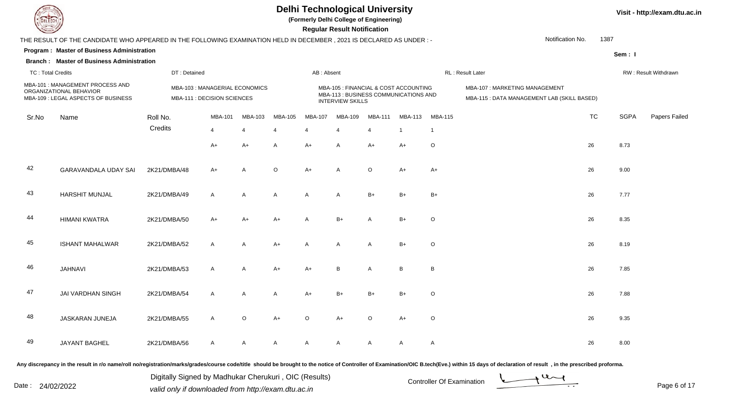# Delhi Technological University

**(Formerly Delhi College of Engineering)**

**Regular Result Notification**

Visit - http://exam.dtu.ac.in

THE RESULT OF THE CANDIDATE WHO APPEARED IN THE FOLLOWING EXAMINATION HELD IN DECEMBER , 2021 IS DECLARED AS UNDER : -

Notification No. 1387

**Program : Master of Business Administration**

**Sem : I**

**Branch : Master of Business Administration**

TC : Total Credits | DT : Detained | AB : Absent | RL : Result Later | RW : Result Withdrawn

MBA-101 : MANAGEMENT PROCESS AND ORGANIZATIONAL BEHAVIOR
MBA-103 : MANAGERIAL ECONOMICS
MBA-105 : FINANCIAL & COST ACCOUNTING
MBA-107 : MARKETING MANAGEMENT
MBA-109 : LEGAL ASPECTS OF BUSINESS
MBA-111 : DECISION SCIENCES
MBA-113 : BUSINESS COMMUNICATIONS AND INTERVIEW SKILLS
MBA-115 : DATA MANAGEMENT LAB (SKILL BASED)

| Sr.No | Name | Roll No. | MBA-101 | MBA-103 | MBA-105 | MBA-107 | MBA-109 | MBA-111 | MBA-113 | MBA-115 | TC | SGPA | Papers Failed |
|---|---|---|---|---|---|---|---|---|---|---|---|---|---|
| | | Credits | 4 | 4 | 4 | 4 | 4 | 4 | 1 | 1 | | | |
| | | | A+ | A+ | A | A+ | A | A+ | A+ | O | 26 | 8.73 | |
| 42 | GARAVANDALA UDAY SAI | 2K21/DMBA/48 | A+ | A | O | A+ | A | O | A+ | A+ | 26 | 9.00 | |
| 43 | HARSHIT MUNJAL | 2K21/DMBA/49 | A | A | A | A | A | B+ | B+ | B+ | 26 | 7.77 | |
| 44 | HIMANI KWATRA | 2K21/DMBA/50 | A+ | A+ | A+ | A | B+ | A | B+ | O | 26 | 8.35 | |
| 45 | ISHANT MAHALWAR | 2K21/DMBA/52 | A | A | A+ | A | A | A | B+ | O | 26 | 8.19 | |
| 46 | JAHNAVI | 2K21/DMBA/53 | A | A | A+ | A+ | B | A | B | B | 26 | 7.85 | |
| 47 | JAI VARDHAN SINGH | 2K21/DMBA/54 | A | A | A | A+ | B+ | B+ | B+ | O | 26 | 7.88 | |
| 48 | JASKARAN JUNEJA | 2K21/DMBA/55 | A | O | A+ | O | A+ | O | A+ | O | 26 | 9.35 | |
| 49 | JAYANT BAGHEL | 2K21/DMBA/56 | A | A | A | A | A | A | A | A | 26 | 8.00 | |

Any discrepancy in the result in r/o name/roll no/registration/marks/grades/course code/title should be brought to the notice of Controller of Examination/OIC B.tech(Eve.) within 15 days of declaration of result , in the prescribed proforma.

Date : 24/02/2022

Digitally Signed by Madhukar Cherukuri , OIC (Results)
valid only if downloaded from http://exam.dtu.ac.in

Controller Of Examination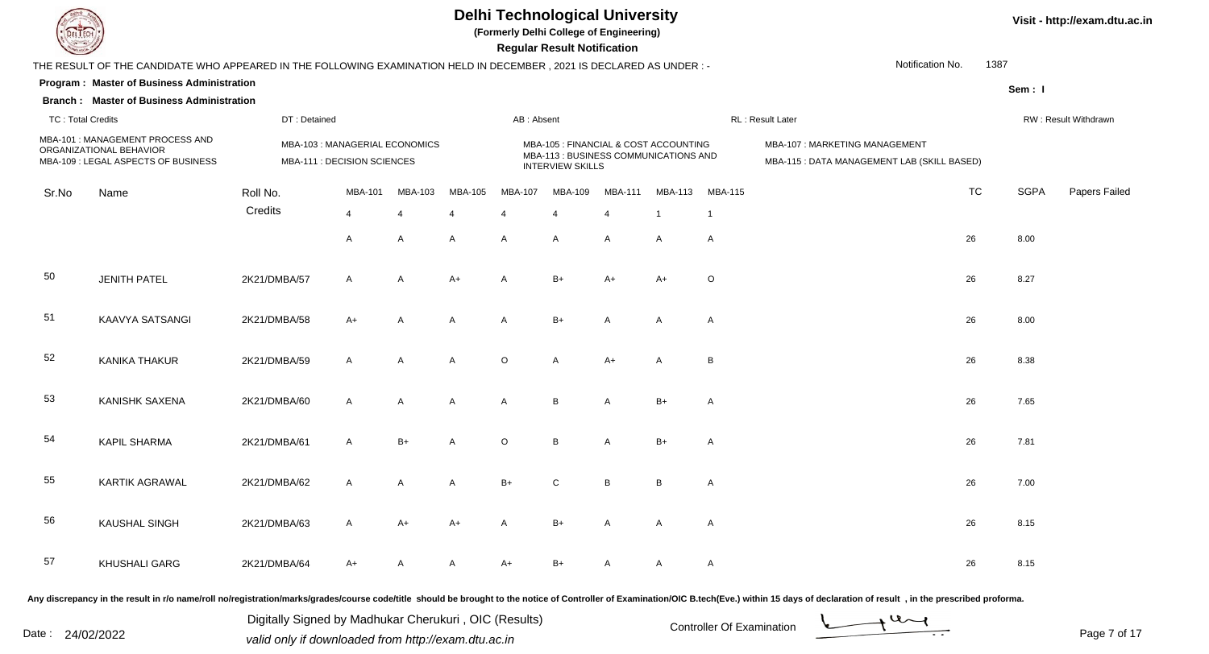# Delhi Technological University

**(Formerly Delhi College of Engineering)**

**Regular Result Notification**

Visit - http://exam.dtu.ac.in

THE RESULT OF THE CANDIDATE WHO APPEARED IN THE FOLLOWING EXAMINATION HELD IN DECEMBER , 2021 IS DECLARED AS UNDER : -

Notification No. 1387

**Program : Master of Business Administration**

**Branch : Master of Business Administration**

Sem : I

TC : Total Credits | DT : Detained | AB : Absent | RL : Result Later | RW : Result Withdrawn

MBA-101 : MANAGEMENT PROCESS AND ORGANIZATIONAL BEHAVIOR
MBA-103 : MANAGERIAL ECONOMICS
MBA-105 : FINANCIAL & COST ACCOUNTING
MBA-107 : MARKETING MANAGEMENT
MBA-109 : LEGAL ASPECTS OF BUSINESS
MBA-111 : DECISION SCIENCES
MBA-113 : BUSINESS COMMUNICATIONS AND INTERVIEW SKILLS
MBA-115 : DATA MANAGEMENT LAB (SKILL BASED)

| Sr.No | Name | Roll No. | MBA-101 | MBA-103 | MBA-105 | MBA-107 | MBA-109 | MBA-111 | MBA-113 | MBA-115 | TC | SGPA | Papers Failed |
|---|---|---|---|---|---|---|---|---|---|---|---|---|---|
| | | Credits | 4 | 4 | 4 | 4 | 4 | 4 | 1 | 1 | | | |
| | | | A | A | A | A | A | A | A | A | 26 | 8.00 | |
| 50 | JENITH PATEL | 2K21/DMBA/57 | A | A | A+ | A | B+ | A+ | A+ | O | 26 | 8.27 | |
| 51 | KAAVYA SATSANGI | 2K21/DMBA/58 | A+ | A | A | A | B+ | A | A | A | 26 | 8.00 | |
| 52 | KANIKA THAKUR | 2K21/DMBA/59 | A | A | A | O | A | A+ | A | B | 26 | 8.38 | |
| 53 | KANISHK SAXENA | 2K21/DMBA/60 | A | A | A | A | B | A | B+ | A | 26 | 7.65 | |
| 54 | KAPIL SHARMA | 2K21/DMBA/61 | A | B+ | A | O | B | A | B+ | A | 26 | 7.81 | |
| 55 | KARTIK AGRAWAL | 2K21/DMBA/62 | A | A | A | B+ | C | B | B | A | 26 | 7.00 | |
| 56 | KAUSHAL SINGH | 2K21/DMBA/63 | A | A+ | A+ | A | B+ | A | A | A | 26 | 8.15 | |
| 57 | KHUSHALI GARG | 2K21/DMBA/64 | A+ | A | A | A+ | B+ | A | A | A | 26 | 8.15 | |

Any discrepancy in the result in r/o name/roll no/registration/marks/grades/course code/title should be brought to the notice of Controller of Examination/OIC B.tech(Eve.) within 15 days of declaration of result , in the prescribed proforma.

Date : 24/02/2022

Digitally Signed by Madhukar Cherukuri , OIC (Results)
valid only if downloaded from http://exam.dtu.ac.in

Controller Of Examination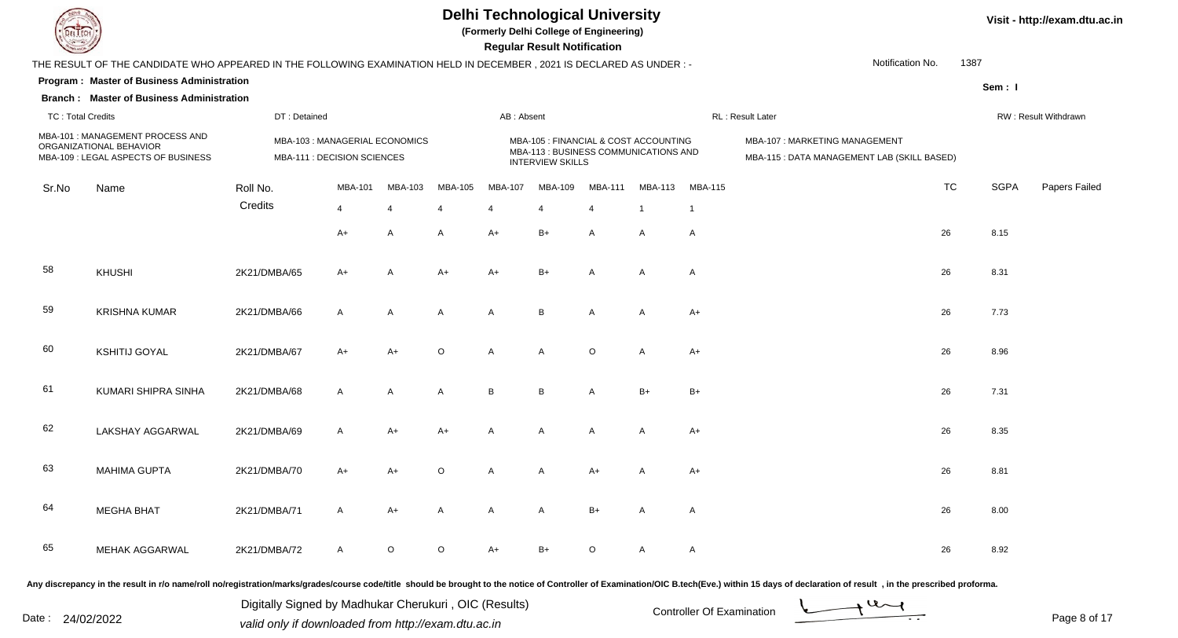# Delhi Technological University

**(Formerly Delhi College of Engineering)**

**Regular Result Notification**

Visit - http://exam.dtu.ac.in

THE RESULT OF THE CANDIDATE WHO APPEARED IN THE FOLLOWING EXAMINATION HELD IN DECEMBER , 2021 IS DECLARED AS UNDER : -

Notification No. 1387

**Program : Master of Business Administration**

**Sem : I**

**Branch : Master of Business Administration**

TC : Total Credits | DT : Detained | AB : Absent | RL : Result Later | RW : Result Withdrawn

MBA-101 : MANAGEMENT PROCESS AND ORGANIZATIONAL BEHAVIOR
MBA-103 : MANAGERIAL ECONOMICS
MBA-105 : FINANCIAL & COST ACCOUNTING
MBA-107 : MARKETING MANAGEMENT
MBA-109 : LEGAL ASPECTS OF BUSINESS
MBA-111 : DECISION SCIENCES
MBA-113 : BUSINESS COMMUNICATIONS AND INTERVIEW SKILLS
MBA-115 : DATA MANAGEMENT LAB (SKILL BASED)

| Sr.No | Name | Roll No. | MBA-101 | MBA-103 | MBA-105 | MBA-107 | MBA-109 | MBA-111 | MBA-113 | MBA-115 | TC | SGPA | Papers Failed |
|---|---|---|---|---|---|---|---|---|---|---|---|---|---|
| | | Credits | 4 | 4 | 4 | 4 | 4 | 4 | 1 | 1 | | | |
| | | | A+ | A | A | A+ | B+ | A | A | A | 26 | 8.15 | |
| 58 | KHUSHI | 2K21/DMBA/65 | A+ | A | A+ | A+ | B+ | A | A | A | 26 | 8.31 | |
| 59 | KRISHNA KUMAR | 2K21/DMBA/66 | A | A | A | A | B | A | A | A+ | 26 | 7.73 | |
| 60 | KSHITIJ GOYAL | 2K21/DMBA/67 | A+ | A+ | O | A | A | O | A | A+ | 26 | 8.96 | |
| 61 | KUMARI SHIPRA SINHA | 2K21/DMBA/68 | A | A | A | B | B | A | B+ | B+ | 26 | 7.31 | |
| 62 | LAKSHAY AGGARWAL | 2K21/DMBA/69 | A | A+ | A+ | A | A | A | A | A+ | 26 | 8.35 | |
| 63 | MAHIMA GUPTA | 2K21/DMBA/70 | A+ | A+ | O | A | A | A+ | A | A+ | 26 | 8.81 | |
| 64 | MEGHA BHAT | 2K21/DMBA/71 | A | A+ | A | A | A | B+ | A | A | 26 | 8.00 | |
| 65 | MEHAK AGGARWAL | 2K21/DMBA/72 | A | O | O | A+ | B+ | O | A | A | 26 | 8.92 | |

Any discrepancy in the result in r/o name/roll no/registration/marks/grades/course code/title should be brought to the notice of Controller of Examination/OIC B.tech(Eve.) within 15 days of declaration of result , in the prescribed proforma.

Date : 24/02/2022

Digitally Signed by Madhukar Cherukuri , OIC (Results)
valid only if downloaded from http://exam.dtu.ac.in

Controller Of Examination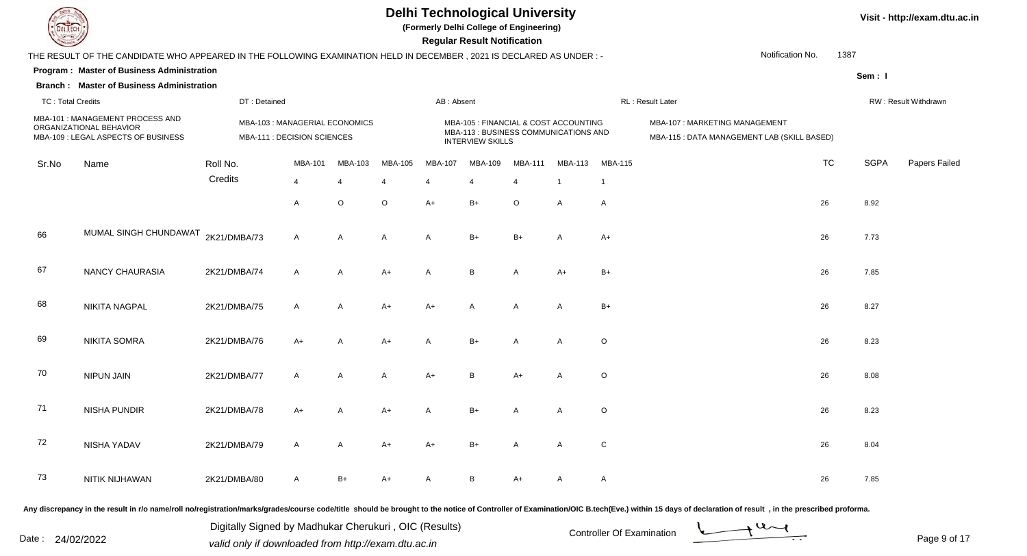# Delhi Technological University

**(Formerly Delhi College of Engineering)**

**Regular Result Notification**

Visit - http://exam.dtu.ac.in

THE RESULT OF THE CANDIDATE WHO APPEARED IN THE FOLLOWING EXAMINATION HELD IN DECEMBER , 2021 IS DECLARED AS UNDER : -

Notification No. 1387

**Program : Master of Business Administration**

**Sem : I**

**Branch : Master of Business Administration**

TC : Total Credits | DT : Detained | AB : Absent | RL : Result Later | RW : Result Withdrawn

MBA-101 : MANAGEMENT PROCESS AND ORGANIZATIONAL BEHAVIOR
MBA-103 : MANAGERIAL ECONOMICS
MBA-105 : FINANCIAL & COST ACCOUNTING
MBA-107 : MARKETING MANAGEMENT
MBA-109 : LEGAL ASPECTS OF BUSINESS
MBA-111 : DECISION SCIENCES
MBA-113 : BUSINESS COMMUNICATIONS AND INTERVIEW SKILLS
MBA-115 : DATA MANAGEMENT LAB (SKILL BASED)

| Sr.No | Name | Roll No. | MBA-101 | MBA-103 | MBA-105 | MBA-107 | MBA-109 | MBA-111 | MBA-113 | MBA-115 | TC | SGPA | Papers Failed |
|---|---|---|---|---|---|---|---|---|---|---|---|---|---|
| | | Credits | 4 | 4 | 4 | 4 | 4 | 4 | 1 | 1 | | | |
| | | | A | O | O | A+ | B+ | O | A | A | 26 | 8.92 | |
| 66 | MUMAL SINGH CHUNDAWAT | 2K21/DMBA/73 | A | A | A | A | B+ | B+ | A | A+ | 26 | 7.73 | |
| 67 | NANCY CHAURASIA | 2K21/DMBA/74 | A | A | A+ | A | B | A | A+ | B+ | 26 | 7.85 | |
| 68 | NIKITA NAGPAL | 2K21/DMBA/75 | A | A | A+ | A+ | A | A | A | B+ | 26 | 8.27 | |
| 69 | NIKITA SOMRA | 2K21/DMBA/76 | A+ | A | A+ | A | B+ | A | A | O | 26 | 8.23 | |
| 70 | NIPUN JAIN | 2K21/DMBA/77 | A | A | A | A+ | B | A+ | A | O | 26 | 8.08 | |
| 71 | NISHA PUNDIR | 2K21/DMBA/78 | A+ | A | A+ | A | B+ | A | A | O | 26 | 8.23 | |
| 72 | NISHA YADAV | 2K21/DMBA/79 | A | A | A+ | A+ | B+ | A | A | C | 26 | 8.04 | |
| 73 | NITIK NIJHAWAN | 2K21/DMBA/80 | A | B+ | A+ | A | B | A+ | A | A | 26 | 7.85 | |

Any discrepancy in the result in r/o name/roll no/registration/marks/grades/course code/title should be brought to the notice of Controller of Examination/OIC B.tech(Eve.) within 15 days of declaration of result , in the prescribed proforma.

Date : 24/02/2022

Digitally Signed by Madhukar Cherukuri , OIC (Results)
valid only if downloaded from http://exam.dtu.ac.in

Controller Of Examination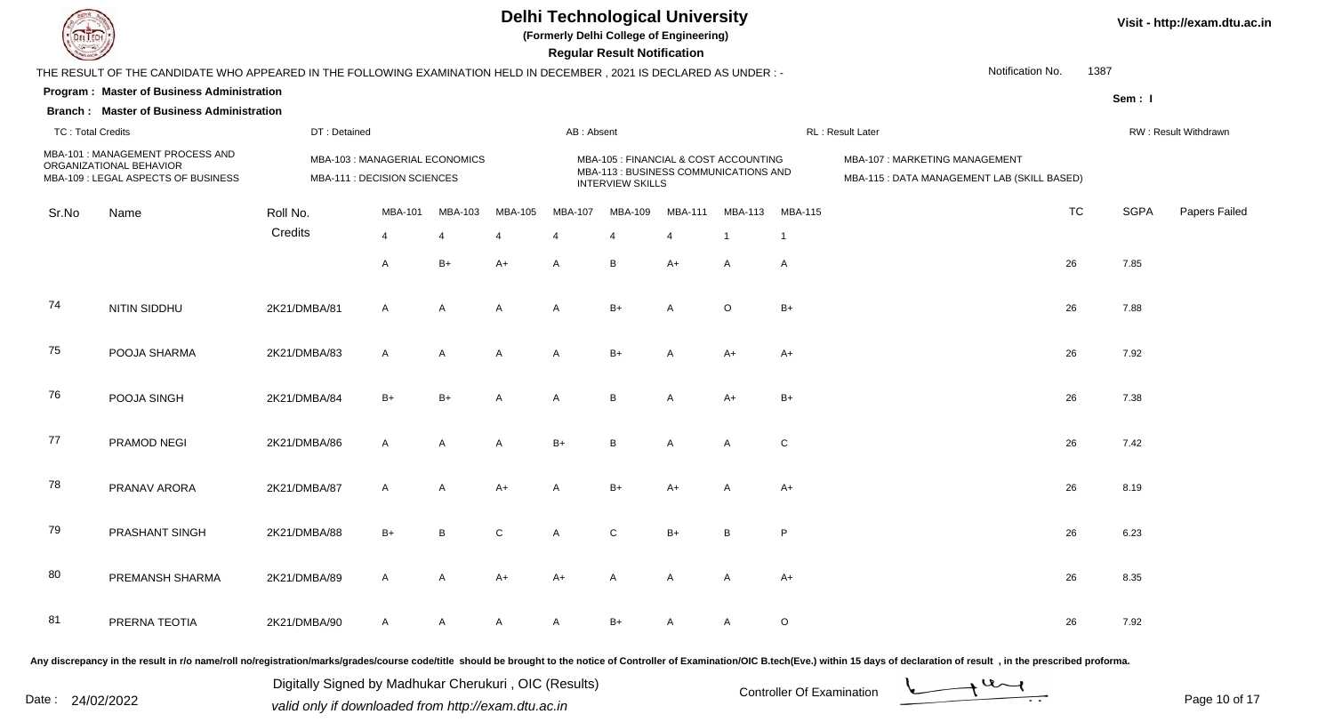# Delhi Technological University

**(Formerly Delhi College of Engineering)**

**Regular Result Notification**

Visit - http://exam.dtu.ac.in

THE RESULT OF THE CANDIDATE WHO APPEARED IN THE FOLLOWING EXAMINATION HELD IN DECEMBER , 2021 IS DECLARED AS UNDER : -

Notification No. 1387

**Program : Master of Business Administration**

**Sem : I**

**Branch : Master of Business Administration**

TC : Total Credits | DT : Detained | AB : Absent | RL : Result Later | RW : Result Withdrawn

MBA-101 : MANAGEMENT PROCESS AND ORGANIZATIONAL BEHAVIOR
MBA-103 : MANAGERIAL ECONOMICS
MBA-105 : FINANCIAL & COST ACCOUNTING
MBA-107 : MARKETING MANAGEMENT
MBA-109 : LEGAL ASPECTS OF BUSINESS
MBA-111 : DECISION SCIENCES
MBA-113 : BUSINESS COMMUNICATIONS AND INTERVIEW SKILLS
MBA-115 : DATA MANAGEMENT LAB (SKILL BASED)

| Sr.No | Name | Roll No. | MBA-101 | MBA-103 | MBA-105 | MBA-107 | MBA-109 | MBA-111 | MBA-113 | MBA-115 | TC | SGPA | Papers Failed |
|---|---|---|---|---|---|---|---|---|---|---|---|---|---|
| | | Credits | 4 | 4 | 4 | 4 | 4 | 4 | 1 | 1 | | | |
| | | | A | B+ | A+ | A | B | A+ | A | A | 26 | 7.85 | |
| 74 | NITIN SIDDHU | 2K21/DMBA/81 | A | A | A | A | B+ | A | O | B+ | 26 | 7.88 | |
| 75 | POOJA SHARMA | 2K21/DMBA/83 | A | A | A | A | B+ | A | A+ | A+ | 26 | 7.92 | |
| 76 | POOJA SINGH | 2K21/DMBA/84 | B+ | B+ | A | A | B | A | A+ | B+ | 26 | 7.38 | |
| 77 | PRAMOD NEGI | 2K21/DMBA/86 | A | A | A | B+ | B | A | A | C | 26 | 7.42 | |
| 78 | PRANAV ARORA | 2K21/DMBA/87 | A | A | A+ | A | B+ | A+ | A | A+ | 26 | 8.19 | |
| 79 | PRASHANT SINGH | 2K21/DMBA/88 | B+ | B | C | A | C | B+ | B | P | 26 | 6.23 | |
| 80 | PREMANSH SHARMA | 2K21/DMBA/89 | A | A | A+ | A+ | A | A | A | A+ | 26 | 8.35 | |
| 81 | PRERNA TEOTIA | 2K21/DMBA/90 | A | A | A | A | B+ | A | A | O | 26 | 7.92 | |

Any discrepancy in the result in r/o name/roll no/registration/marks/grades/course code/title should be brought to the notice of Controller of Examination/OIC B.tech(Eve.) within 15 days of declaration of result , in the prescribed proforma.

Digitally Signed by Madhukar Cherukuri , OIC (Results)
valid only if downloaded from http://exam.dtu.ac.in

Date : 24/02/2022

Controller Of Examination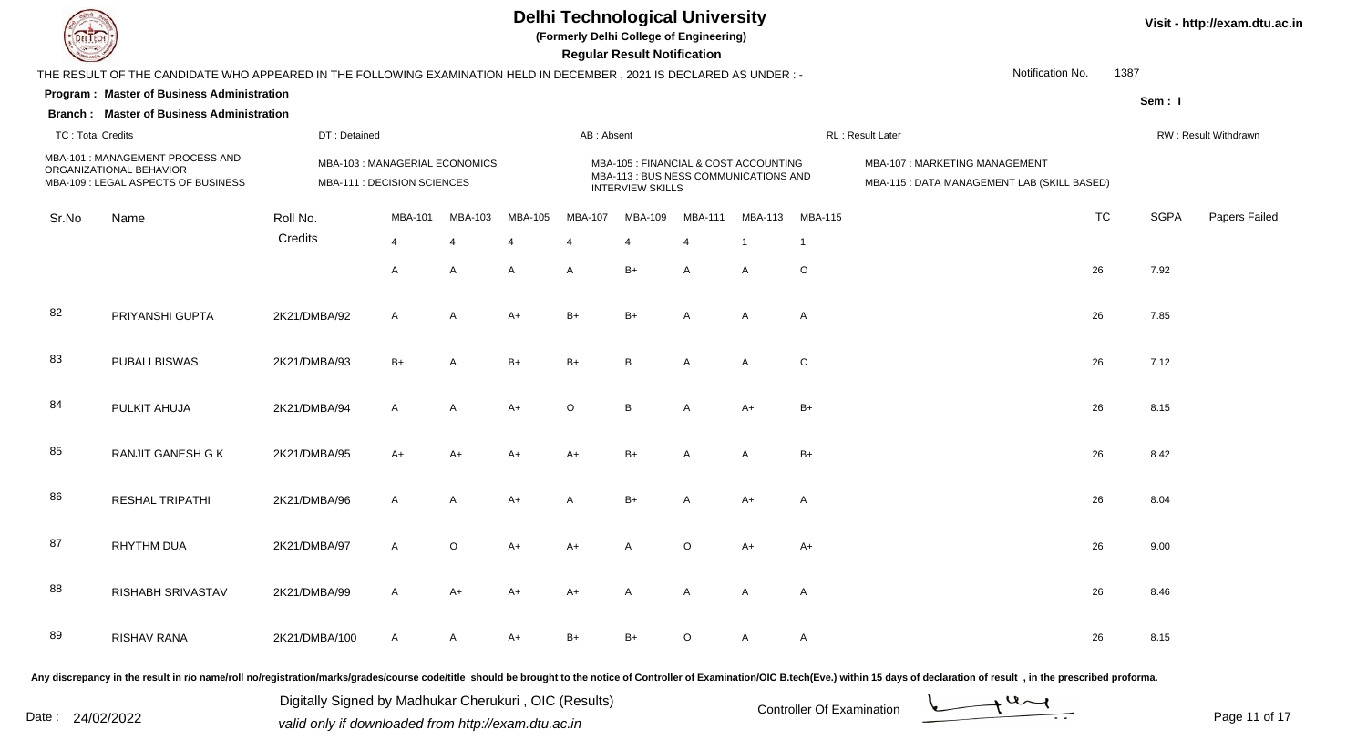# Delhi Technological University

**(Formerly Delhi College of Engineering)**

**Regular Result Notification**

THE RESULT OF THE CANDIDATE WHO APPEARED IN THE FOLLOWING EXAMINATION HELD IN DECEMBER , 2021 IS DECLARED AS UNDER : -

Notification No. 1387

**Program : Master of Business Administration**

**Branch : Master of Business Administration**

Sem : I

TC : Total Credits | DT : Detained | AB : Absent | RL : Result Later | RW : Result Withdrawn

MBA-101 : MANAGEMENT PROCESS AND ORGANIZATIONAL BEHAVIOR
MBA-103 : MANAGERIAL ECONOMICS
MBA-105 : FINANCIAL & COST ACCOUNTING
MBA-107 : MARKETING MANAGEMENT
MBA-109 : LEGAL ASPECTS OF BUSINESS
MBA-111 : DECISION SCIENCES
MBA-113 : BUSINESS COMMUNICATIONS AND INTERVIEW SKILLS
MBA-115 : DATA MANAGEMENT LAB (SKILL BASED)

| Sr.No | Name | Roll No. | MBA-101 | MBA-103 | MBA-105 | MBA-107 | MBA-109 | MBA-111 | MBA-113 | MBA-115 | TC | SGPA | Papers Failed |
|---|---|---|---|---|---|---|---|---|---|---|---|---|---|
| | | Credits | 4 | 4 | 4 | 4 | 4 | 4 | 1 | 1 | | | |
| | | | A | A | A | A | B+ | A | A | O | 26 | 7.92 | |
| 82 | PRIYANSHI GUPTA | 2K21/DMBA/92 | A | A | A+ | B+ | B+ | A | A | A | 26 | 7.85 | |
| 83 | PUBALI BISWAS | 2K21/DMBA/93 | B+ | A | B+ | B+ | B | A | A | C | 26 | 7.12 | |
| 84 | PULKIT AHUJA | 2K21/DMBA/94 | A | A | A+ | O | B | A | A+ | B+ | 26 | 8.15 | |
| 85 | RANJIT GANESH G K | 2K21/DMBA/95 | A+ | A+ | A+ | A+ | B+ | A | A | B+ | 26 | 8.42 | |
| 86 | RESHAL TRIPATHI | 2K21/DMBA/96 | A | A | A+ | A | B+ | A | A+ | A | 26 | 8.04 | |
| 87 | RHYTHM DUA | 2K21/DMBA/97 | A | O | A+ | A+ | A | O | A+ | A+ | 26 | 9.00 | |
| 88 | RISHABH SRIVASTAV | 2K21/DMBA/99 | A | A+ | A+ | A+ | A | A | A | A | 26 | 8.46 | |
| 89 | RISHAV RANA | 2K21/DMBA/100 | A | A | A+ | B+ | B+ | O | A | A | 26 | 8.15 | |

Any discrepancy in the result in r/o name/roll no/registration/marks/grades/course code/title should be brought to the notice of Controller of Examination/OIC B.tech(Eve.) within 15 days of declaration of result , in the prescribed proforma.

Digitally Signed by Madhukar Cherukuri , OIC (Results)
valid only if downloaded from http://exam.dtu.ac.in

Date : 24/02/2022

Controller Of Examination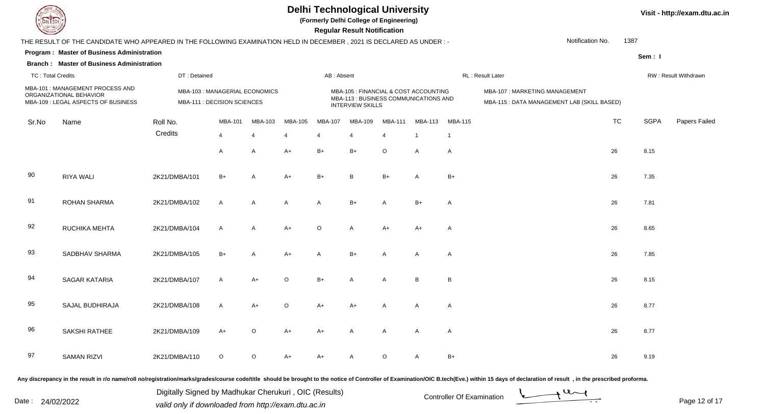# Delhi Technological University

**(Formerly Delhi College of Engineering)**

**Regular Result Notification**

Visit - http://exam.dtu.ac.in

THE RESULT OF THE CANDIDATE WHO APPEARED IN THE FOLLOWING EXAMINATION HELD IN DECEMBER , 2021 IS DECLARED AS UNDER : -

Notification No. 1387

**Program : Master of Business Administration**

**Sem : I**

**Branch : Master of Business Administration**

TC : Total Credits | DT : Detained | AB : Absent | RL : Result Later | RW : Result Withdrawn

MBA-101 : MANAGEMENT PROCESS AND ORGANIZATIONAL BEHAVIOR
MBA-103 : MANAGERIAL ECONOMICS
MBA-105 : FINANCIAL & COST ACCOUNTING
MBA-107 : MARKETING MANAGEMENT
MBA-109 : LEGAL ASPECTS OF BUSINESS
MBA-111 : DECISION SCIENCES
MBA-113 : BUSINESS COMMUNICATIONS AND INTERVIEW SKILLS
MBA-115 : DATA MANAGEMENT LAB (SKILL BASED)

| Sr.No | Name | Roll No. | MBA-101 | MBA-103 | MBA-105 | MBA-107 | MBA-109 | MBA-111 | MBA-113 | MBA-115 | TC | SGPA | Papers Failed |
|---|---|---|---|---|---|---|---|---|---|---|---|---|---|
| | | Credits | 4 | 4 | 4 | 4 | 4 | 4 | 1 | 1 | | | |
| | | | A | A | A+ | B+ | B+ | O | A | A | 26 | 8.15 | |
| 90 | RIYA WALI | 2K21/DMBA/101 | B+ | A | A+ | B+ | B | B+ | A | B+ | 26 | 7.35 | |
| 91 | ROHAN SHARMA | 2K21/DMBA/102 | A | A | A | A | B+ | A | B+ | A | 26 | 7.81 | |
| 92 | RUCHIKA MEHTA | 2K21/DMBA/104 | A | A | A+ | O | A | A+ | A+ | A | 26 | 8.65 | |
| 93 | SADBHAV SHARMA | 2K21/DMBA/105 | B+ | A | A+ | A | B+ | A | A | A | 26 | 7.85 | |
| 94 | SAGAR KATARIA | 2K21/DMBA/107 | A | A+ | O | B+ | A | A | B | B | 26 | 8.15 | |
| 95 | SAJAL BUDHIRAJA | 2K21/DMBA/108 | A | A+ | O | A+ | A+ | A | A | A | 26 | 8.77 | |
| 96 | SAKSHI RATHEE | 2K21/DMBA/109 | A+ | O | A+ | A+ | A | A | A | A | 26 | 8.77 | |
| 97 | SAMAN RIZVI | 2K21/DMBA/110 | O | O | A+ | A+ | A | O | A | B+ | 26 | 9.19 | |

Any discrepancy in the result in r/o name/roll no/registration/marks/grades/course code/title should be brought to the notice of Controller of Examination/OIC B.tech(Eve.) within 15 days of declaration of result , in the prescribed proforma.

Date : 24/02/2022

Digitally Signed by Madhukar Cherukuri , OIC (Results)
valid only if downloaded from http://exam.dtu.ac.in

Controller Of Examination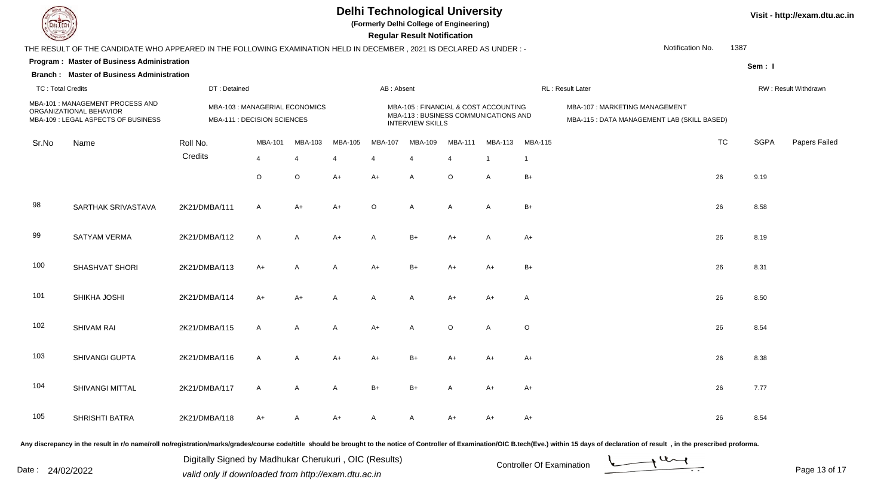# Delhi Technological University

**(Formerly Delhi College of Engineering)**

**Regular Result Notification**

Visit - http://exam.dtu.ac.in

THE RESULT OF THE CANDIDATE WHO APPEARED IN THE FOLLOWING EXAMINATION HELD IN DECEMBER , 2021 IS DECLARED AS UNDER : -

Notification No. 1387

**Program : Master of Business Administration**

**Branch : Master of Business Administration**

Sem : I

TC : Total Credits | DT : Detained | AB : Absent | RL : Result Later | RW : Result Withdrawn

MBA-101 : MANAGEMENT PROCESS AND ORGANIZATIONAL BEHAVIOR
MBA-103 : MANAGERIAL ECONOMICS
MBA-105 : FINANCIAL & COST ACCOUNTING
MBA-107 : MARKETING MANAGEMENT
MBA-109 : LEGAL ASPECTS OF BUSINESS
MBA-111 : DECISION SCIENCES
MBA-113 : BUSINESS COMMUNICATIONS AND INTERVIEW SKILLS
MBA-115 : DATA MANAGEMENT LAB (SKILL BASED)

| Sr.No | Name | Roll No. | MBA-101 | MBA-103 | MBA-105 | MBA-107 | MBA-109 | MBA-111 | MBA-113 | MBA-115 | TC | SGPA | Papers Failed |
|---|---|---|---|---|---|---|---|---|---|---|---|---|---|
| | | Credits | 4 | 4 | 4 | 4 | 4 | 4 | 1 | 1 | | | |
| | | | O | O | A+ | A+ | A | O | A | B+ | 26 | 9.19 | |
| 98 | SARTHAK SRIVASTAVA | 2K21/DMBA/111 | A | A+ | A+ | O | A | A | A | B+ | 26 | 8.58 | |
| 99 | SATYAM VERMA | 2K21/DMBA/112 | A | A | A+ | A | B+ | A+ | A | A+ | 26 | 8.19 | |
| 100 | SHASHVAT SHORI | 2K21/DMBA/113 | A+ | A | A | A+ | B+ | A+ | A+ | B+ | 26 | 8.31 | |
| 101 | SHIKHA JOSHI | 2K21/DMBA/114 | A+ | A+ | A | A | A | A+ | A+ | A | 26 | 8.50 | |
| 102 | SHIVAM RAI | 2K21/DMBA/115 | A | A | A | A+ | A | O | A | O | 26 | 8.54 | |
| 103 | SHIVANGI GUPTA | 2K21/DMBA/116 | A | A | A+ | A+ | B+ | A+ | A+ | A+ | 26 | 8.38 | |
| 104 | SHIVANGI MITTAL | 2K21/DMBA/117 | A | A | A | B+ | B+ | A | A+ | A+ | 26 | 7.77 | |
| 105 | SHRISHTI BATRA | 2K21/DMBA/118 | A+ | A | A+ | A | A | A+ | A+ | A+ | 26 | 8.54 | |

Any discrepancy in the result in r/o name/roll no/registration/marks/grades/course code/title should be brought to the notice of Controller of Examination/OIC B.tech(Eve.) within 15 days of declaration of result , in the prescribed proforma.

Date : 24/02/2022

Digitally Signed by Madhukar Cherukuri , OIC (Results)
valid only if downloaded from http://exam.dtu.ac.in

Controller Of Examination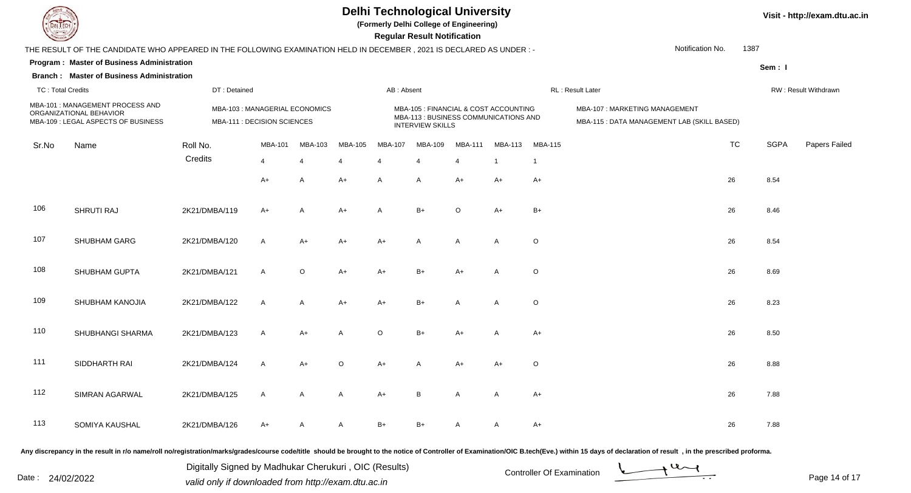# Delhi Technological University

**(Formerly Delhi College of Engineering)**

**Regular Result Notification**

Visit - http://exam.dtu.ac.in

THE RESULT OF THE CANDIDATE WHO APPEARED IN THE FOLLOWING EXAMINATION HELD IN DECEMBER , 2021 IS DECLARED AS UNDER : -

Notification No. 1387

**Program : Master of Business Administration**

**Branch : Master of Business Administration**

Sem : I

TC : Total Credits | DT : Detained | AB : Absent | RL : Result Later | RW : Result Withdrawn

MBA-101 : MANAGEMENT PROCESS AND ORGANIZATIONAL BEHAVIOR
MBA-103 : MANAGERIAL ECONOMICS
MBA-105 : FINANCIAL & COST ACCOUNTING
MBA-107 : MARKETING MANAGEMENT
MBA-109 : LEGAL ASPECTS OF BUSINESS
MBA-111 : DECISION SCIENCES
MBA-113 : BUSINESS COMMUNICATIONS AND INTERVIEW SKILLS
MBA-115 : DATA MANAGEMENT LAB (SKILL BASED)

| Sr.No | Name | Roll No. | MBA-101 | MBA-103 | MBA-105 | MBA-107 | MBA-109 | MBA-111 | MBA-113 | MBA-115 | TC | SGPA | Papers Failed |
|---|---|---|---|---|---|---|---|---|---|---|---|---|---|
| | | Credits | 4 | 4 | 4 | 4 | 4 | 4 | 1 | 1 | | | |
| | | | A+ | A | A+ | A | A | A+ | A+ | A+ | 26 | 8.54 | |
| 106 | SHRUTI RAJ | 2K21/DMBA/119 | A+ | A | A+ | A | B+ | O | A+ | B+ | 26 | 8.46 | |
| 107 | SHUBHAM GARG | 2K21/DMBA/120 | A | A+ | A+ | A+ | A | A | A | O | 26 | 8.54 | |
| 108 | SHUBHAM GUPTA | 2K21/DMBA/121 | A | O | A+ | A+ | B+ | A+ | A | O | 26 | 8.69 | |
| 109 | SHUBHAM KANOJIA | 2K21/DMBA/122 | A | A | A+ | A+ | B+ | A | A | O | 26 | 8.23 | |
| 110 | SHUBHANGI SHARMA | 2K21/DMBA/123 | A | A+ | A | O | B+ | A+ | A | A+ | 26 | 8.50 | |
| 111 | SIDDHARTH RAI | 2K21/DMBA/124 | A | A+ | O | A+ | A | A+ | A+ | O | 26 | 8.88 | |
| 112 | SIMRAN AGARWAL | 2K21/DMBA/125 | A | A | A | A+ | B | A | A | A+ | 26 | 7.88 | |
| 113 | SOMIYA KAUSHAL | 2K21/DMBA/126 | A+ | A | A | B+ | B+ | A | A | A+ | 26 | 7.88 | |

Any discrepancy in the result in r/o name/roll no/registration/marks/grades/course code/title should be brought to the notice of Controller of Examination/OIC B.tech(Eve.) within 15 days of declaration of result , in the prescribed proforma.

Date : 24/02/2022

Digitally Signed by Madhukar Cherukuri , OIC (Results)
valid only if downloaded from http://exam.dtu.ac.in

Controller Of Examination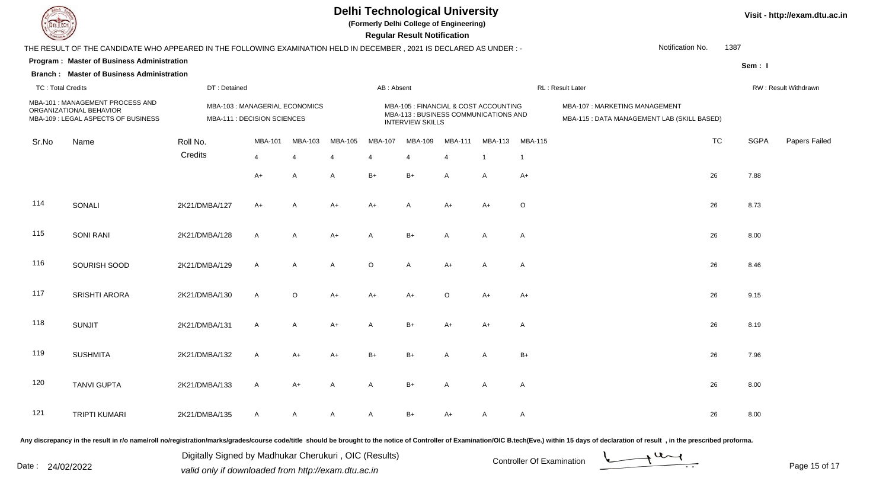# Delhi Technological University

**(Formerly Delhi College of Engineering)**

**Regular Result Notification**

Visit - http://exam.dtu.ac.in

THE RESULT OF THE CANDIDATE WHO APPEARED IN THE FOLLOWING EXAMINATION HELD IN DECEMBER , 2021 IS DECLARED AS UNDER : -

Notification No. 1387

**Program : Master of Business Administration**

**Sem : I**

**Branch : Master of Business Administration**

TC : Total Credits | DT : Detained | AB : Absent | RL : Result Later | RW : Result Withdrawn

MBA-101 : MANAGEMENT PROCESS AND ORGANIZATIONAL BEHAVIOR
MBA-103 : MANAGERIAL ECONOMICS
MBA-105 : FINANCIAL & COST ACCOUNTING
MBA-107 : MARKETING MANAGEMENT
MBA-109 : LEGAL ASPECTS OF BUSINESS
MBA-111 : DECISION SCIENCES
MBA-113 : BUSINESS COMMUNICATIONS AND INTERVIEW SKILLS
MBA-115 : DATA MANAGEMENT LAB (SKILL BASED)

| Sr.No | Name | Roll No. | MBA-101 | MBA-103 | MBA-105 | MBA-107 | MBA-109 | MBA-111 | MBA-113 | MBA-115 | TC | SGPA | Papers Failed |
|---|---|---|---|---|---|---|---|---|---|---|---|---|---|
| | | Credits | 4 | 4 | 4 | 4 | 4 | 4 | 1 | 1 | | | |
| | | | A+ | A | A | B+ | B+ | A | A | A+ | 26 | 7.88 | |
| 114 | SONALI | 2K21/DMBA/127 | A+ | A | A+ | A+ | A | A+ | A+ | O | 26 | 8.73 | |
| 115 | SONI RANI | 2K21/DMBA/128 | A | A | A+ | A | B+ | A | A | A | 26 | 8.00 | |
| 116 | SOURISH SOOD | 2K21/DMBA/129 | A | A | A | O | A | A+ | A | A | 26 | 8.46 | |
| 117 | SRISHTI ARORA | 2K21/DMBA/130 | A | O | A+ | A+ | A+ | O | A+ | A+ | 26 | 9.15 | |
| 118 | SUNJIT | 2K21/DMBA/131 | A | A | A+ | A | B+ | A+ | A+ | A | 26 | 8.19 | |
| 119 | SUSHMITA | 2K21/DMBA/132 | A | A+ | A+ | B+ | B+ | A | A | B+ | 26 | 7.96 | |
| 120 | TANVI GUPTA | 2K21/DMBA/133 | A | A+ | A | A | B+ | A | A | A | 26 | 8.00 | |
| 121 | TRIPTI KUMARI | 2K21/DMBA/135 | A | A | A | A | B+ | A+ | A | A | 26 | 8.00 | |

Any discrepancy in the result in r/o name/roll no/registration/marks/grades/course code/title should be brought to the notice of Controller of Examination/OIC B.tech(Eve.) within 15 days of declaration of result , in the prescribed proforma.

Date : 24/02/2022

Digitally Signed by Madhukar Cherukuri , OIC (Results)
valid only if downloaded from http://exam.dtu.ac.in

Controller Of Examination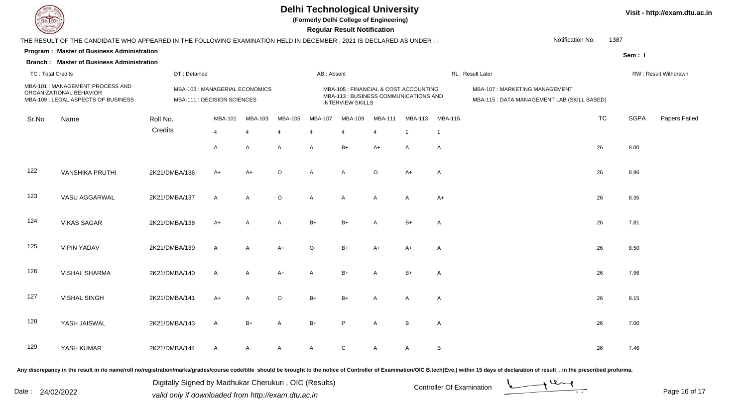# Delhi Technological University

**(Formerly Delhi College of Engineering)**

**Regular Result Notification**

Visit - http://exam.dtu.ac.in

THE RESULT OF THE CANDIDATE WHO APPEARED IN THE FOLLOWING EXAMINATION HELD IN DECEMBER , 2021 IS DECLARED AS UNDER : -

Notification No. 1387

**Program : Master of Business Administration**

**Sem : I**

**Branch : Master of Business Administration**

TC : Total Credits | DT : Detained | AB : Absent | RL : Result Later | RW : Result Withdrawn

MBA-101 : MANAGEMENT PROCESS AND ORGANIZATIONAL BEHAVIOR
MBA-103 : MANAGERIAL ECONOMICS
MBA-105 : FINANCIAL & COST ACCOUNTING
MBA-107 : MARKETING MANAGEMENT
MBA-109 : LEGAL ASPECTS OF BUSINESS
MBA-111 : DECISION SCIENCES
MBA-113 : BUSINESS COMMUNICATIONS AND INTERVIEW SKILLS
MBA-115 : DATA MANAGEMENT LAB (SKILL BASED)

| Sr.No | Name | Roll No. | MBA-101 | MBA-103 | MBA-105 | MBA-107 | MBA-109 | MBA-111 | MBA-113 | MBA-115 | TC | SGPA | Papers Failed |
|---|---|---|---|---|---|---|---|---|---|---|---|---|---|
| | | Credits | 4 | 4 | 4 | 4 | 4 | 4 | 1 | 1 | | | |
| | | | A | A | A | A | B+ | A+ | A | A | 26 | 8.00 | |
| 122 | VANSHIKA PRUTHI | 2K21/DMBA/136 | A+ | A+ | O | A | A | O | A+ | A | 26 | 8.96 | |
| 123 | VASU AGGARWAL | 2K21/DMBA/137 | A | A | O | A | A | A | A | A+ | 26 | 8.35 | |
| 124 | VIKAS SAGAR | 2K21/DMBA/138 | A+ | A | A | B+ | B+ | A | B+ | A | 26 | 7.81 | |
| 125 | VIPIN YADAV | 2K21/DMBA/139 | A | A | A+ | O | B+ | A+ | A+ | A | 26 | 8.50 | |
| 126 | VISHAL SHARMA | 2K21/DMBA/140 | A | A | A+ | A | B+ | A | B+ | A | 26 | 7.96 | |
| 127 | VISHAL SINGH | 2K21/DMBA/141 | A+ | A | O | B+ | B+ | A | A | A | 26 | 8.15 | |
| 128 | YASH JAISWAL | 2K21/DMBA/143 | A | B+ | A | B+ | P | A | B | A | 26 | 7.00 | |
| 129 | YASH KUMAR | 2K21/DMBA/144 | A | A | A | A | C | A | A | B | 26 | 7.46 | |

Any discrepancy in the result in r/o name/roll no/registration/marks/grades/course code/title should be brought to the notice of Controller of Examination/OIC B.tech(Eve.) within 15 days of declaration of result , in the prescribed proforma.

Date : 24/02/2022

Digitally Signed by Madhukar Cherukuri , OIC (Results)
valid only if downloaded from http://exam.dtu.ac.in

Controller Of Examination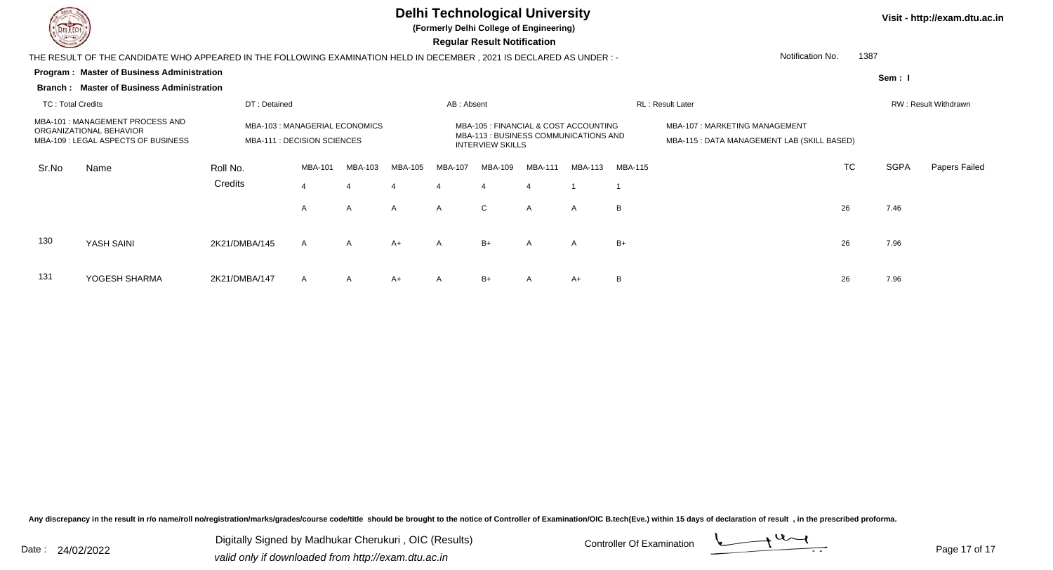# Delhi Technological University

**(Formerly Delhi College of Engineering)**

**Regular Result Notification**

Visit - http://exam.dtu.ac.in

THE RESULT OF THE CANDIDATE WHO APPEARED IN THE FOLLOWING EXAMINATION HELD IN DECEMBER , 2021 IS DECLARED AS UNDER : -

Notification No. 1387

**Program : Master of Business Administration**

**Sem : I**

**Branch : Master of Business Administration**

TC : Total Credits | DT : Detained | AB : Absent | RL : Result Later | RW : Result Withdrawn

MBA-101 : MANAGEMENT PROCESS AND ORGANIZATIONAL BEHAVIOR
MBA-103 : MANAGERIAL ECONOMICS
MBA-105 : FINANCIAL & COST ACCOUNTING
MBA-107 : MARKETING MANAGEMENT
MBA-109 : LEGAL ASPECTS OF BUSINESS
MBA-111 : DECISION SCIENCES
MBA-113 : BUSINESS COMMUNICATIONS AND INTERVIEW SKILLS
MBA-115 : DATA MANAGEMENT LAB (SKILL BASED)

| Sr.No | Name | Roll No. | MBA-101 | MBA-103 | MBA-105 | MBA-107 | MBA-109 | MBA-111 | MBA-113 | MBA-115 | TC | SGPA | Papers Failed |
|---|---|---|---|---|---|---|---|---|---|---|---|---|---|
| | | Credits | 4 | 4 | 4 | 4 | 4 | 4 | 1 | 1 | | | |
| | | | A | A | A | A | C | A | A | B | 26 | 7.46 | |
| 130 | YASH SAINI | 2K21/DMBA/145 | A | A | A+ | A | B+ | A | A | B+ | 26 | 7.96 | |
| 131 | YOGESH SHARMA | 2K21/DMBA/147 | A | A | A+ | A | B+ | A | A+ | B | 26 | 7.96 | |

Any discrepancy in the result in r/o name/roll no/registration/marks/grades/course code/title should be brought to the notice of Controller of Examination/OIC B.tech(Eve.) within 15 days of declaration of result , in the prescribed proforma.

Date : 24/02/2022

Digitally Signed by Madhukar Cherukuri , OIC (Results)
valid only if downloaded from http://exam.dtu.ac.in

Controller Of Examination